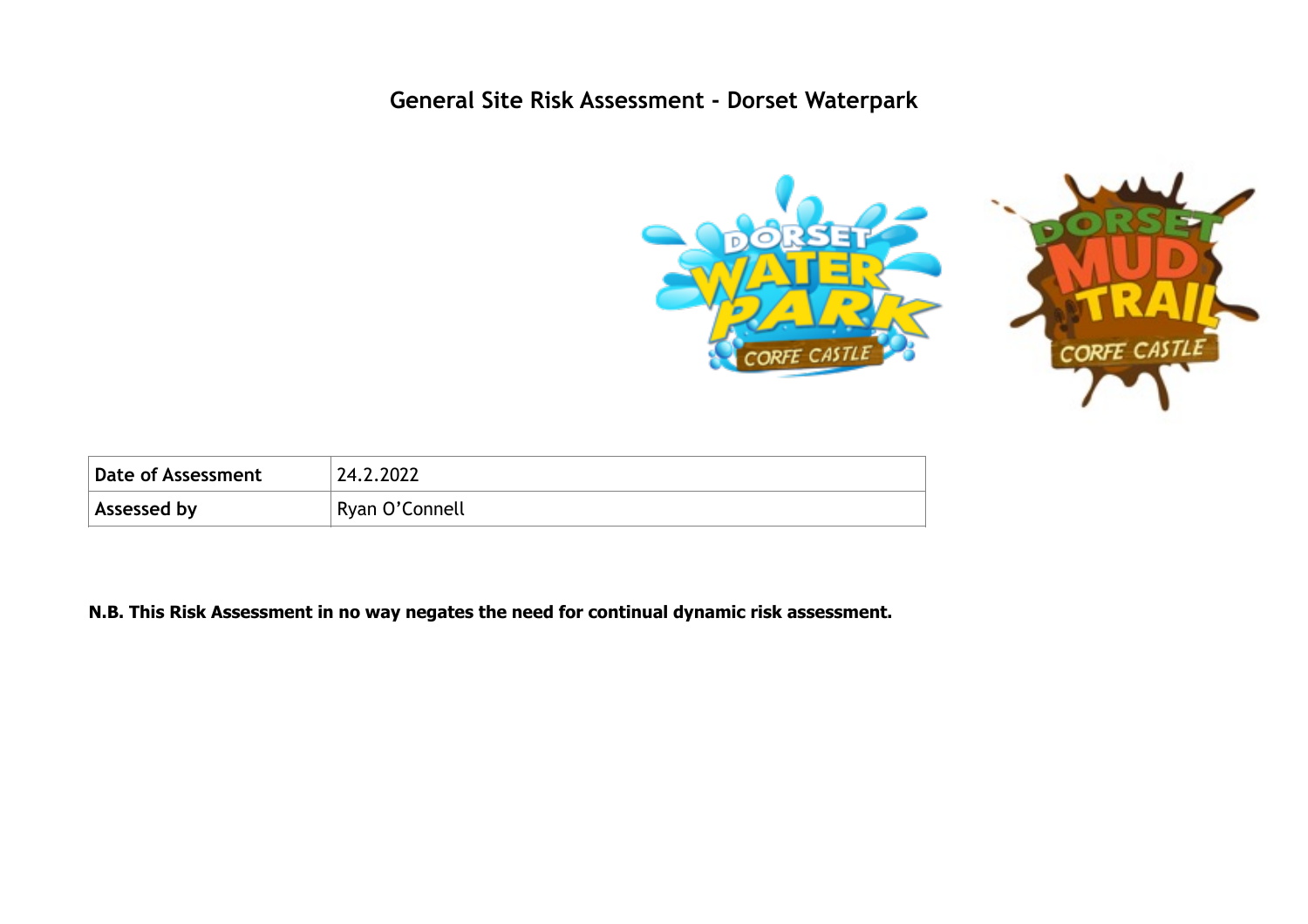# General Site Risk Assessment - Dorset Waterpark

| Date of Assessment | 24.2.2022 |
| --- | --- |
| Assessed by | Ryan O’Connell |

**N.B. This Risk Assessment in no way negates the need for continual dynamic risk assessment.**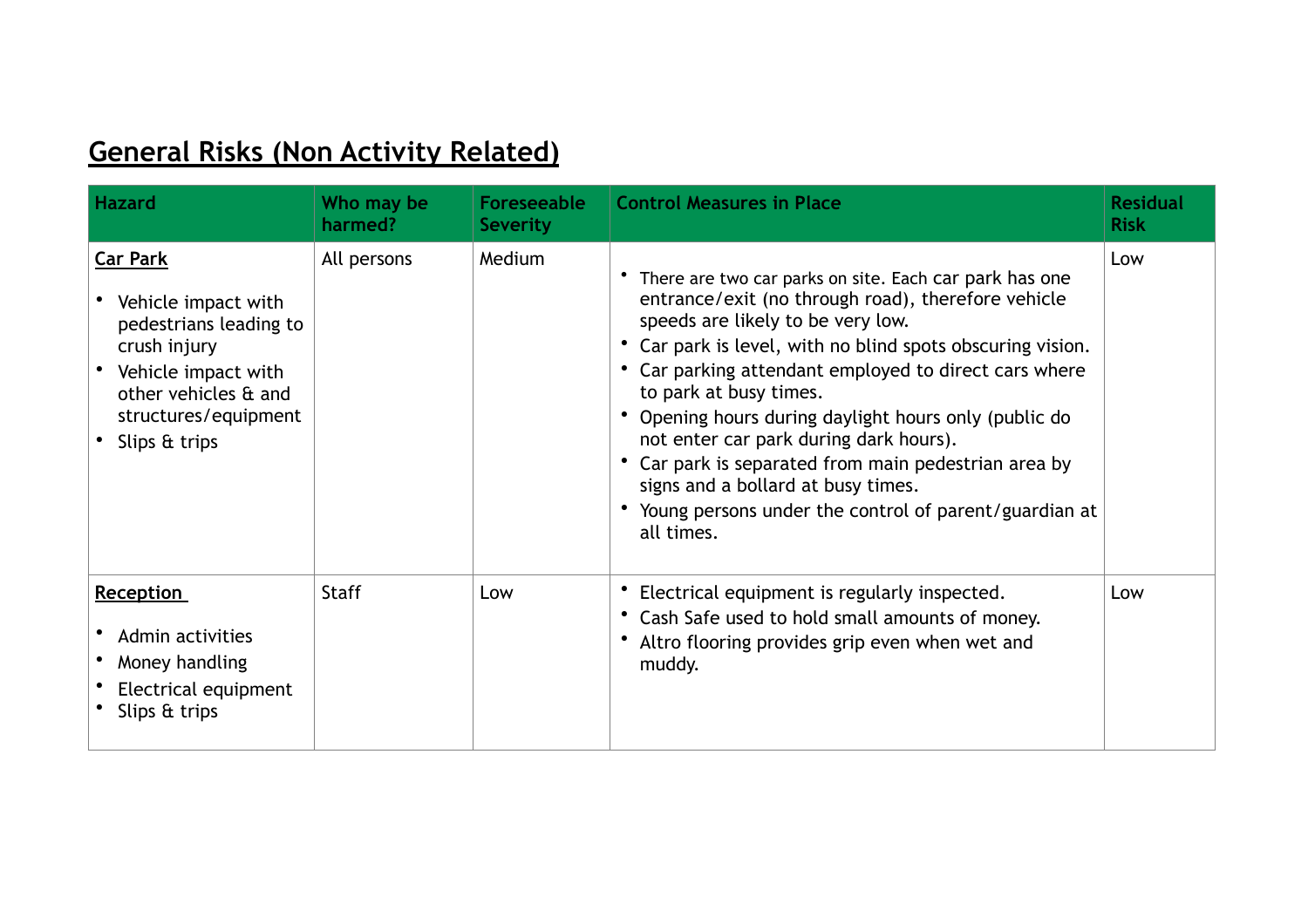## General Risks (Non Activity Related)

| Hazard | Who may be harmed? | Foreseeable Severity | Control Measures in Place | Residual Risk |
|---|---|---|---|---|
| **Car Park**<br>• Vehicle impact with pedestrians leading to crush injury<br>• Vehicle impact with other vehicles & and structures/equipment<br>• Slips & trips | All persons | Medium | • There are two car parks on site. Each car park has one entrance/exit (no through road), therefore vehicle speeds are likely to be very low.<br>• Car park is level, with no blind spots obscuring vision.<br>• Car parking attendant employed to direct cars where to park at busy times.<br>• Opening hours during daylight hours only (public do not enter car park during dark hours).<br>• Car park is separated from main pedestrian area by signs and a bollard at busy times.<br>• Young persons under the control of parent/guardian at all times. | Low |
| **Reception**<br>• Admin activities<br>• Money handling<br>• Electrical equipment<br>• Slips & trips | Staff | Low | • Electrical equipment is regularly inspected.<br>• Cash Safe used to hold small amounts of money.<br>• Altro flooring provides grip even when wet and muddy. | Low |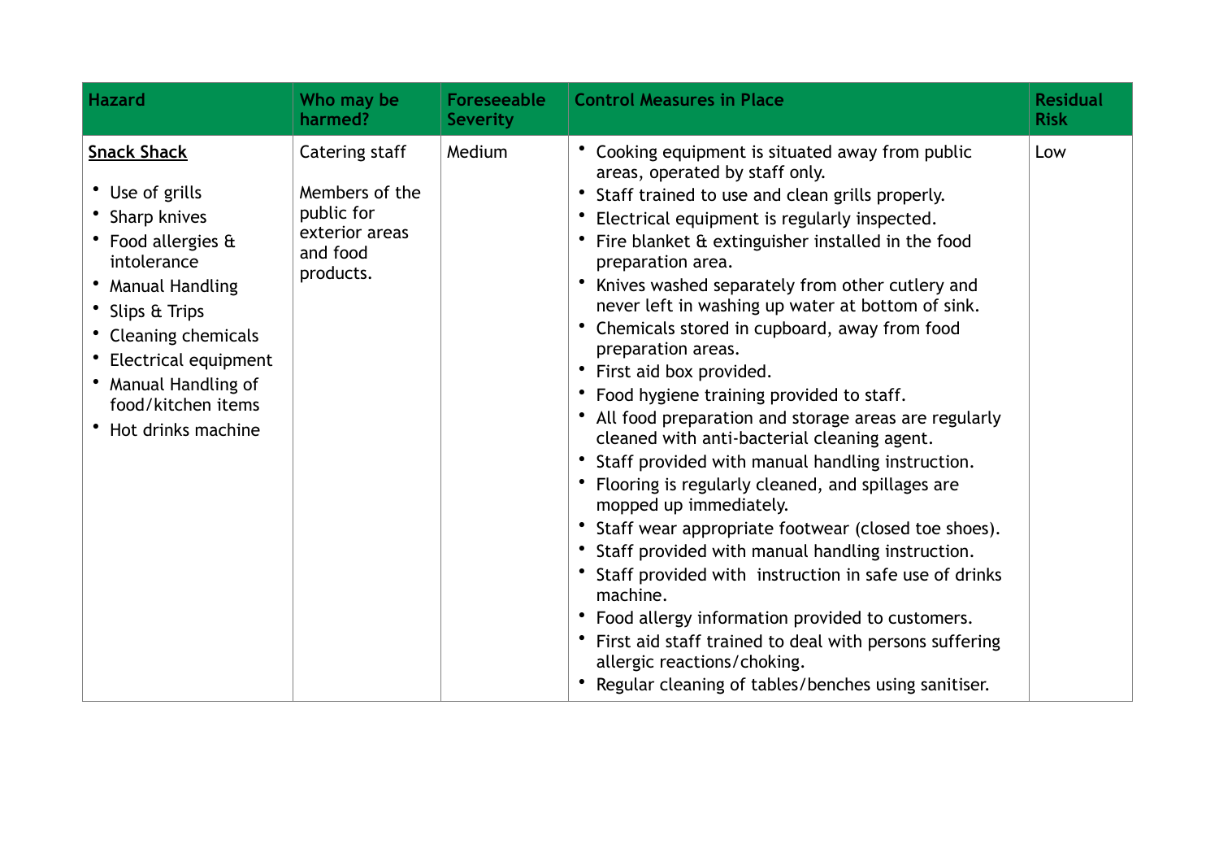| Hazard | Who may be harmed? | Foreseeable Severity | Control Measures in Place | Residual Risk |
|---|---|---|---|---|
| **Snack Shack**<br><br>• Use of grills<br>• Sharp knives<br>• Food allergies & intolerance<br>• Manual Handling<br>• Slips & Trips<br>• Cleaning chemicals<br>• Electrical equipment<br>• Manual Handling of food/kitchen items<br>• Hot drinks machine | Catering staff<br><br>Members of the public for exterior areas and food products. | Medium | • Cooking equipment is situated away from public areas, operated by staff only.<br>• Staff trained to use and clean grills properly.<br>• Electrical equipment is regularly inspected.<br>• Fire blanket & extinguisher installed in the food preparation area.<br>• Knives washed separately from other cutlery and never left in washing up water at bottom of sink.<br>• Chemicals stored in cupboard, away from food preparation areas.<br>• First aid box provided.<br>• Food hygiene training provided to staff.<br>• All food preparation and storage areas are regularly cleaned with anti-bacterial cleaning agent.<br>• Staff provided with manual handling instruction.<br>• Flooring is regularly cleaned, and spillages are mopped up immediately.<br>• Staff wear appropriate footwear (closed toe shoes).<br>• Staff provided with manual handling instruction.<br>• Staff provided with instruction in safe use of drinks machine.<br>• Food allergy information provided to customers.<br>• First aid staff trained to deal with persons suffering allergic reactions/choking.<br>• Regular cleaning of tables/benches using sanitiser. | Low |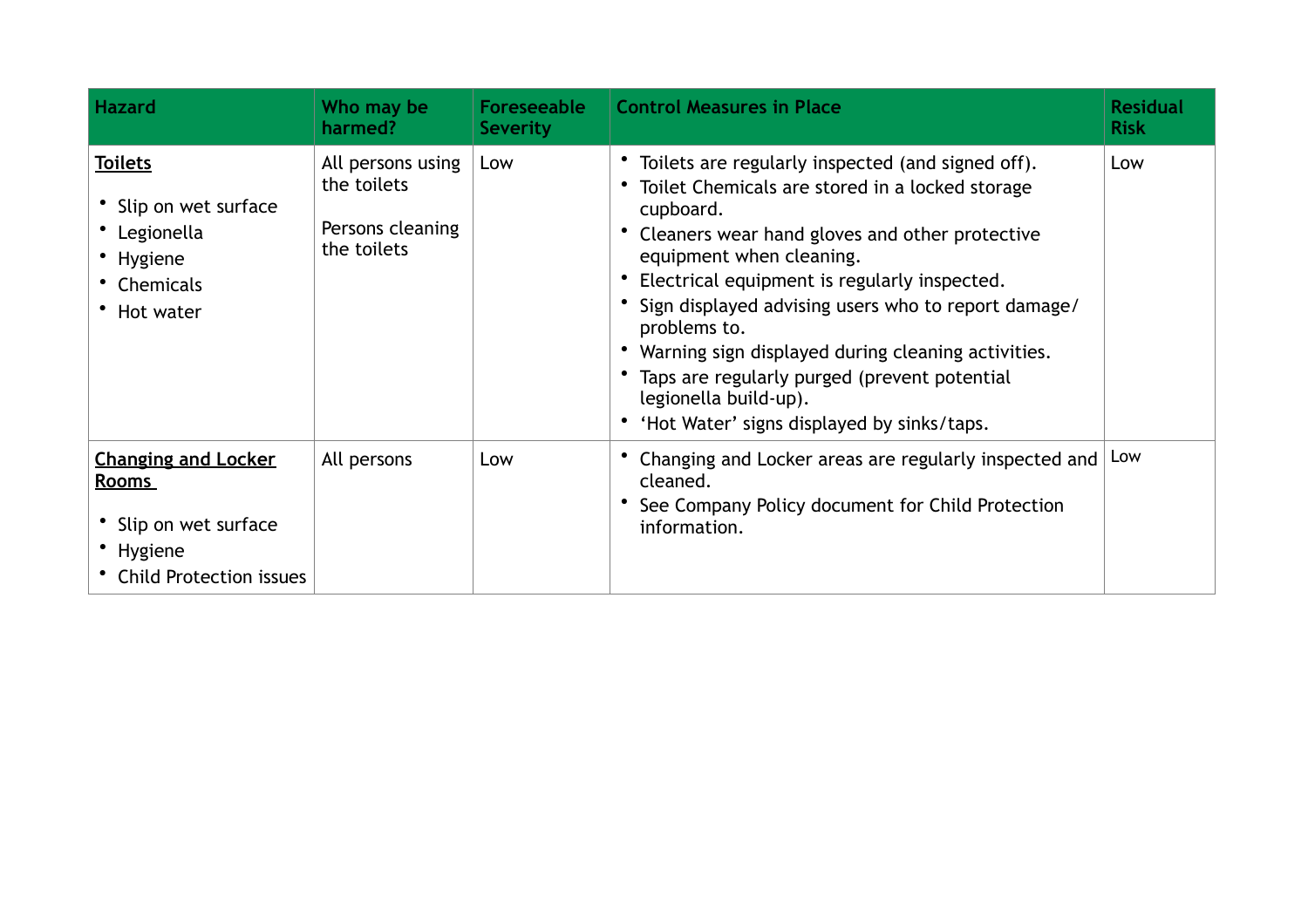| Hazard | Who may be harmed? | Foreseeable Severity | Control Measures in Place | Residual Risk |
|---|---|---|---|---|
| **<u>Toilets</u>**<br><br>• Slip on wet surface<br>• Legionella<br>• Hygiene<br>• Chemicals<br>• Hot water | All persons using the toilets<br><br>Persons cleaning the toilets | Low | • Toilets are regularly inspected (and signed off).<br>• Toilet Chemicals are stored in a locked storage cupboard.<br>• Cleaners wear hand gloves and other protective equipment when cleaning.<br>• Electrical equipment is regularly inspected.<br>• Sign displayed advising users who to report damage/ problems to.<br>• Warning sign displayed during cleaning activities.<br>• Taps are regularly purged (prevent potential legionella build-up).<br>• 'Hot Water' signs displayed by sinks/taps. | Low |
| **<u>Changing and Locker Rooms</u>**<br><br>• Slip on wet surface<br>• Hygiene<br>• Child Protection issues | All persons | Low | • Changing and Locker areas are regularly inspected and cleaned.<br>• See Company Policy document for Child Protection information. | Low |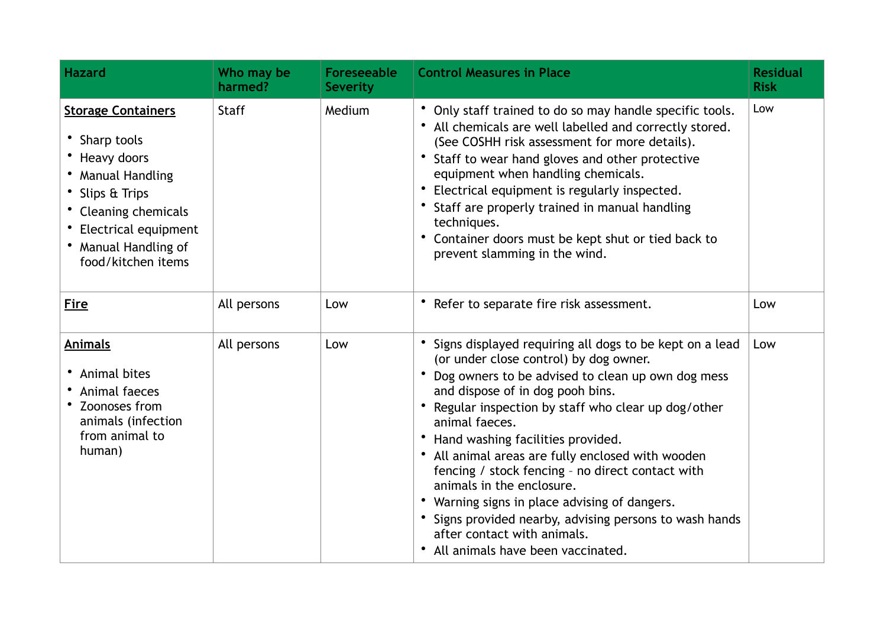| Hazard | Who may be harmed? | Foreseeable Severity | Control Measures in Place | Residual Risk |
|---|---|---|---|---|
| **<u>Storage Containers</u>**<br><br>• Sharp tools<br>• Heavy doors<br>• Manual Handling<br>• Slips & Trips<br>• Cleaning chemicals<br>• Electrical equipment<br>• Manual Handling of food/kitchen items | Staff | Medium | • Only staff trained to do so may handle specific tools.<br>• All chemicals are well labelled and correctly stored. (See COSHH risk assessment for more details).<br>• Staff to wear hand gloves and other protective equipment when handling chemicals.<br>• Electrical equipment is regularly inspected.<br>• Staff are properly trained in manual handling techniques.<br>• Container doors must be kept shut or tied back to prevent slamming in the wind. | Low |
| **<u>Fire</u>** | All persons | Low | • Refer to separate fire risk assessment. | Low |
| **<u>Animals</u>**<br><br>• Animal bites<br>• Animal faeces<br>• Zoonoses from animals (infection from animal to human) | All persons | Low | • Signs displayed requiring all dogs to be kept on a lead (or under close control) by dog owner.<br>• Dog owners to be advised to clean up own dog mess and dispose of in dog pooh bins.<br>• Regular inspection by staff who clear up dog/other animal faeces.<br>• Hand washing facilities provided.<br>• All animal areas are fully enclosed with wooden fencing / stock fencing – no direct contact with animals in the enclosure.<br>• Warning signs in place advising of dangers.<br>• Signs provided nearby, advising persons to wash hands after contact with animals.<br>• All animals have been vaccinated. | Low |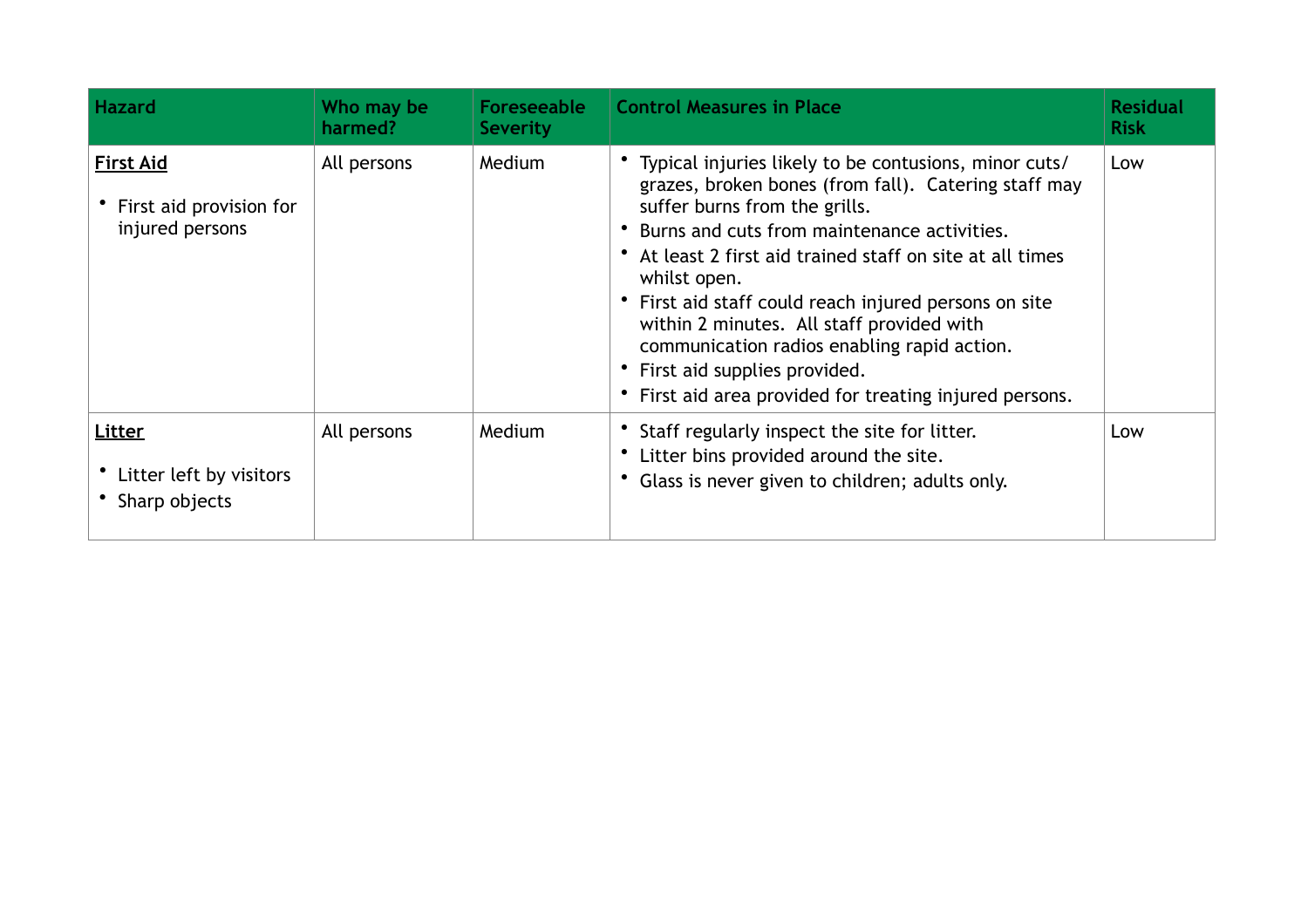| Hazard | Who may be harmed? | Foreseeable Severity | Control Measures in Place | Residual Risk |
|---|---|---|---|---|
| **First Aid**<br><br>• First aid provision for injured persons | All persons | Medium | • Typical injuries likely to be contusions, minor cuts/ grazes, broken bones (from fall). Catering staff may suffer burns from the grills.<br>• Burns and cuts from maintenance activities.<br>• At least 2 first aid trained staff on site at all times whilst open.<br>• First aid staff could reach injured persons on site within 2 minutes. All staff provided with communication radios enabling rapid action.<br>• First aid supplies provided.<br>• First aid area provided for treating injured persons. | Low |
| **Litter**<br><br>• Litter left by visitors<br>• Sharp objects | All persons | Medium | • Staff regularly inspect the site for litter.<br>• Litter bins provided around the site.<br>• Glass is never given to children; adults only. | Low |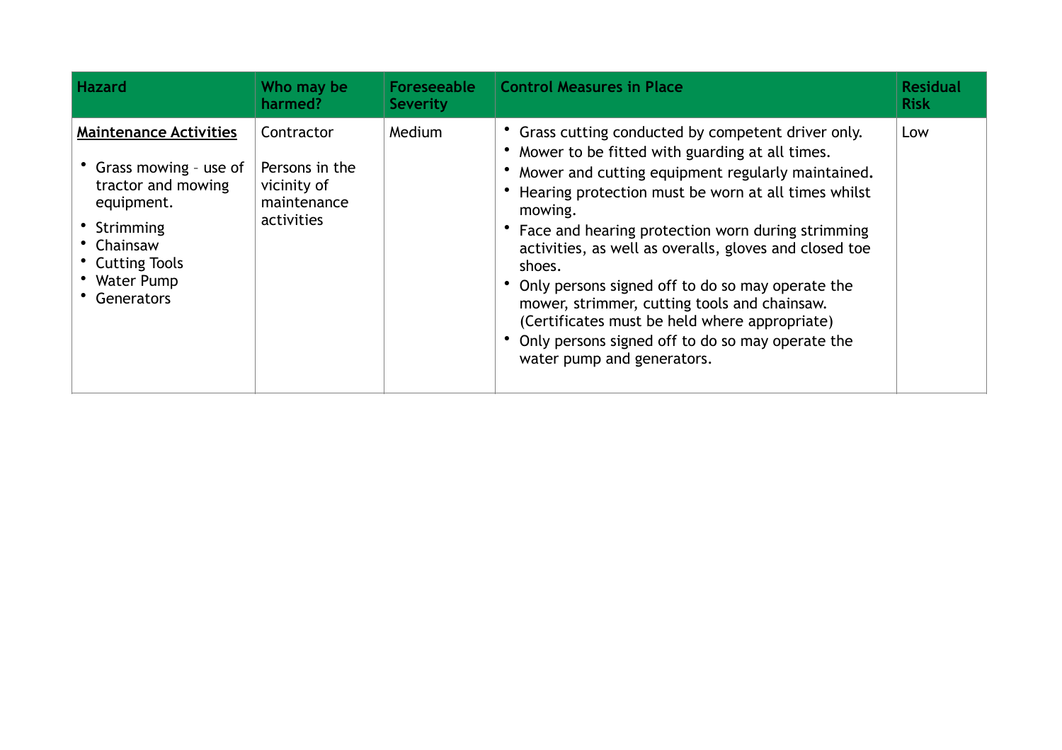| Hazard | Who may be harmed? | Foreseeable Severity | Control Measures in Place | Residual Risk |
|---|---|---|---|---|
| **<u>Maintenance Activities</u>**<br><br>• Grass mowing – use of tractor and mowing equipment.<br>• Strimming<br>• Chainsaw<br>• Cutting Tools<br>• Water Pump<br>• Generators | Contractor<br><br>Persons in the vicinity of maintenance activities | Medium | • Grass cutting conducted by competent driver only.<br>• Mower to be fitted with guarding at all times.<br>• Mower and cutting equipment regularly maintained.<br>• Hearing protection must be worn at all times whilst mowing.<br>• Face and hearing protection worn during strimming activities, as well as overalls, gloves and closed toe shoes.<br>• Only persons signed off to do so may operate the mower, strimmer, cutting tools and chainsaw. (Certificates must be held where appropriate)<br>• Only persons signed off to do so may operate the water pump and generators. | Low |